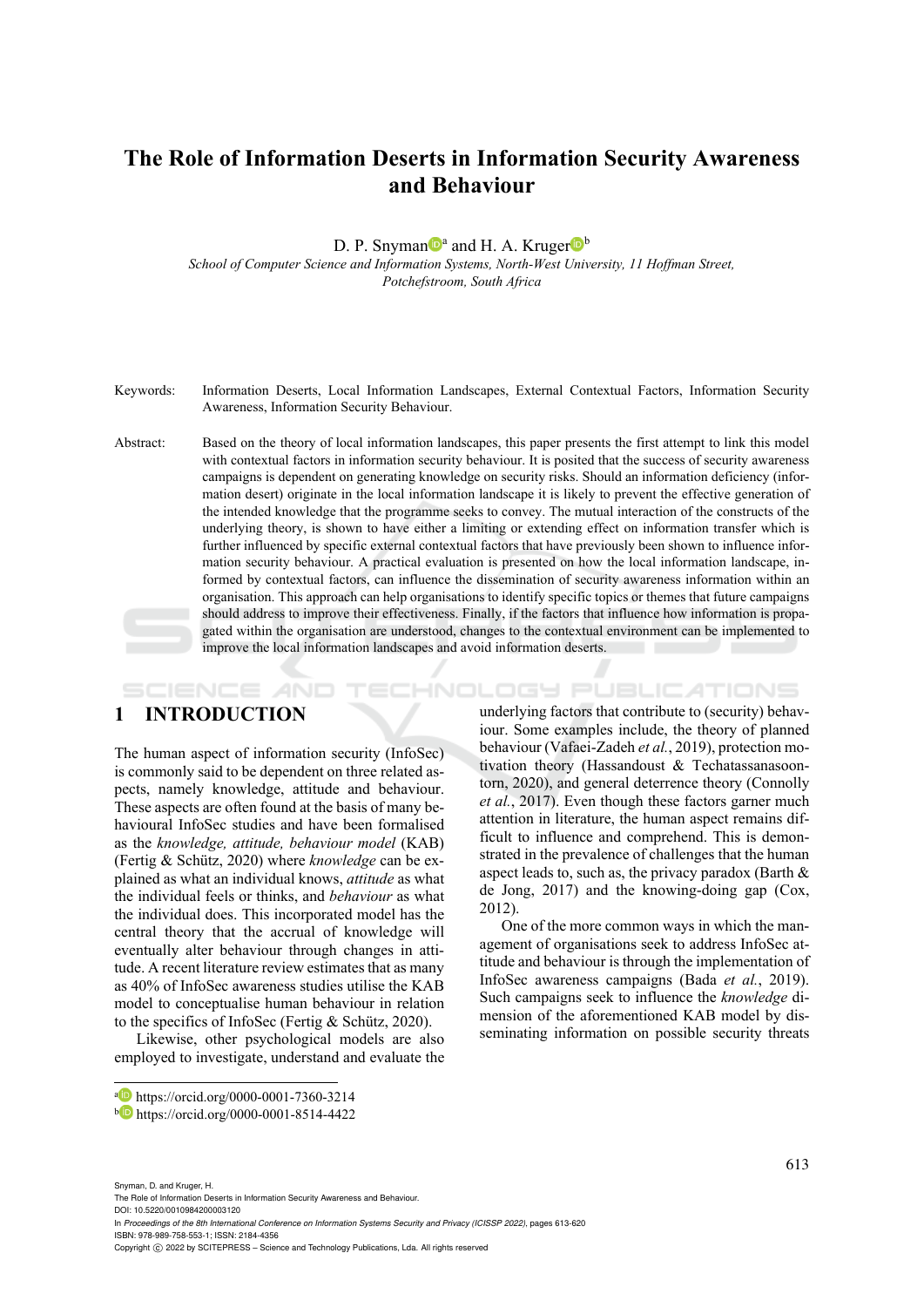# The Role of Information Deserts in Information Security Awareness and Behaviour

D. P. Snyman[a] and H. A. Kruger[b]

*School of Computer Science and Information Systems, North-West University, 11 Hoffman Street, Potchefstroom, South Africa*

Keywords: Information Deserts, Local Information Landscapes, External Contextual Factors, Information Security Awareness, Information Security Behaviour.

Abstract: Based on the theory of local information landscapes, this paper presents the first attempt to link this model with contextual factors in information security behaviour. It is posited that the success of security awareness campaigns is dependent on generating knowledge on security risks. Should an information deficiency (information desert) originate in the local information landscape it is likely to prevent the effective generation of the intended knowledge that the programme seeks to convey. The mutual interaction of the constructs of the underlying theory, is shown to have either a limiting or extending effect on information transfer which is further influenced by specific external contextual factors that have previously been shown to influence information security behaviour. A practical evaluation is presented on how the local information landscape, informed by contextual factors, can influence the dissemination of security awareness information within an organisation. This approach can help organisations to identify specific topics or themes that future campaigns should address to improve their effectiveness. Finally, if the factors that influence how information is propagated within the organisation are understood, changes to the contextual environment can be implemented to improve the local information landscapes and avoid information deserts.

## 1 INTRODUCTION

The human aspect of information security (InfoSec) is commonly said to be dependent on three related aspects, namely knowledge, attitude and behaviour. These aspects are often found at the basis of many behavioural InfoSec studies and have been formalised as the *knowledge, attitude, behaviour model* (KAB) (Fertig & Schütz, 2020) where *knowledge* can be explained as what an individual knows, *attitude* as what the individual feels or thinks, and *behaviour* as what the individual does. This incorporated model has the central theory that the accrual of knowledge will eventually alter behaviour through changes in attitude. A recent literature review estimates that as many as 40% of InfoSec awareness studies utilise the KAB model to conceptualise human behaviour in relation to the specifics of InfoSec (Fertig & Schütz, 2020).

Likewise, other psychological models are also employed to investigate, understand and evaluate the underlying factors that contribute to (security) behaviour. Some examples include, the theory of planned behaviour (Vafaei-Zadeh *et al.*, 2019), protection motivation theory (Hassandoust & Techatassanasoontorn, 2020), and general deterrence theory (Connolly *et al.*, 2017). Even though these factors garner much attention in literature, the human aspect remains difficult to influence and comprehend. This is demonstrated in the prevalence of challenges that the human aspect leads to, such as, the privacy paradox (Barth & de Jong, 2017) and the knowing-doing gap (Cox, 2012).

One of the more common ways in which the management of organisations seek to address InfoSec attitude and behaviour is through the implementation of InfoSec awareness campaigns (Bada *et al.*, 2019). Such campaigns seek to influence the *knowledge* dimension of the aforementioned KAB model by disseminating information on possible security threats

[a] https://orcid.org/0000-0001-7360-3214
[b] https://orcid.org/0000-0001-8514-4422

Snyman, D. and Kruger, H.
The Role of Information Deserts in Information Security Awareness and Behaviour.
DOI: 10.5220/0010984200003120
In *Proceedings of the 8th International Conference on Information Systems Security and Privacy (ICISSP 2022)*, pages 613-620
ISBN: 978-989-758-553-1; ISSN: 2184-4356
Copyright © 2022 by SCITEPRESS – Science and Technology Publications, Lda. All rights reserved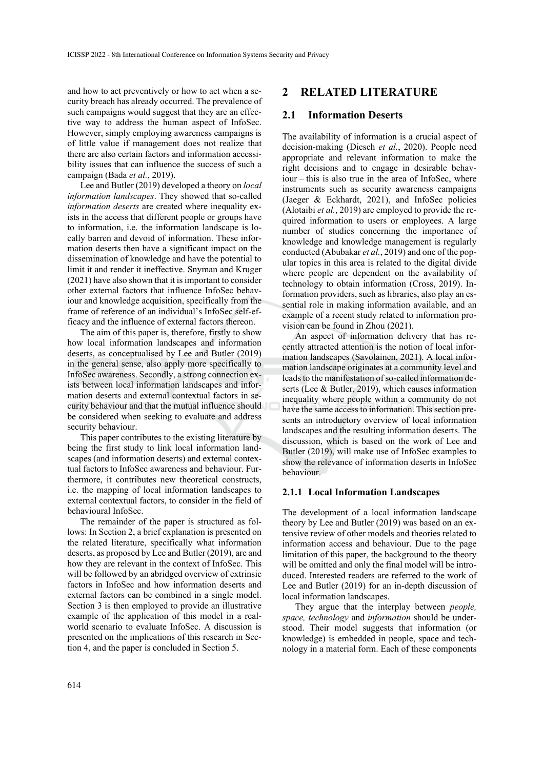and how to act preventively or how to act when a security breach has already occurred. The prevalence of such campaigns would suggest that they are an effective way to address the human aspect of InfoSec. However, simply employing awareness campaigns is of little value if management does not realize that there are also certain factors and information accessibility issues that can influence the success of such a campaign (Bada *et al.*, 2019).

Lee and Butler (2019) developed a theory on *local information landscapes*. They showed that so-called *information deserts* are created where inequality exists in the access that different people or groups have to information, i.e. the information landscape is locally barren and devoid of information. These information deserts then have a significant impact on the dissemination of knowledge and have the potential to limit it and render it ineffective. Snyman and Kruger (2021) have also shown that it is important to consider other external factors that influence InfoSec behaviour and knowledge acquisition, specifically from the frame of reference of an individual's InfoSec self-efficacy and the influence of external factors thereon.

The aim of this paper is, therefore, firstly to show how local information landscapes and information deserts, as conceptualised by Lee and Butler (2019) in the general sense, also apply more specifically to InfoSec awareness. Secondly, a strong connection exists between local information landscapes and information deserts and external contextual factors in security behaviour and that the mutual influence should be considered when seeking to evaluate and address security behaviour.

This paper contributes to the existing literature by being the first study to link local information landscapes (and information deserts) and external contextual factors to InfoSec awareness and behaviour. Furthermore, it contributes new theoretical constructs, i.e. the mapping of local information landscapes to external contextual factors, to consider in the field of behavioural InfoSec.

The remainder of the paper is structured as follows: In Section 2, a brief explanation is presented on the related literature, specifically what information deserts, as proposed by Lee and Butler (2019), are and how they are relevant in the context of InfoSec. This will be followed by an abridged overview of extrinsic factors in InfoSec and how information deserts and external factors can be combined in a single model. Section 3 is then employed to provide an illustrative example of the application of this model in a real-world scenario to evaluate InfoSec. A discussion is presented on the implications of this research in Section 4, and the paper is concluded in Section 5.

## 2 RELATED LITERATURE

### 2.1 Information Deserts

The availability of information is a crucial aspect of decision-making (Diesch *et al.*, 2020). People need appropriate and relevant information to make the right decisions and to engage in desirable behaviour – this is also true in the area of InfoSec, where instruments such as security awareness campaigns (Jaeger & Eckhardt, 2021), and InfoSec policies (Alotaibi *et al.*, 2019) are employed to provide the required information to users or employees. A large number of studies concerning the importance of knowledge and knowledge management is regularly conducted (Abubakar *et al.*, 2019) and one of the popular topics in this area is related to the digital divide where people are dependent on the availability of technology to obtain information (Cross, 2019). Information providers, such as libraries, also play an essential role in making information available, and an example of a recent study related to information provision can be found in Zhou (2021).

An aspect of information delivery that has recently attracted attention is the notion of local information landscapes (Savolainen, 2021). A local information landscape originates at a community level and leads to the manifestation of so-called information deserts (Lee & Butler, 2019), which causes information inequality where people within a community do not have the same access to information. This section presents an introductory overview of local information landscapes and the resulting information deserts. The discussion, which is based on the work of Lee and Butler (2019), will make use of InfoSec examples to show the relevance of information deserts in InfoSec behaviour.

#### 2.1.1 Local Information Landscapes

The development of a local information landscape theory by Lee and Butler (2019) was based on an extensive review of other models and theories related to information access and behaviour. Due to the page limitation of this paper, the background to the theory will be omitted and only the final model will be introduced. Interested readers are referred to the work of Lee and Butler (2019) for an in-depth discussion of local information landscapes.

They argue that the interplay between *people, space, technology* and *information* should be understood. Their model suggests that information (or knowledge) is embedded in people, space and technology in a material form. Each of these components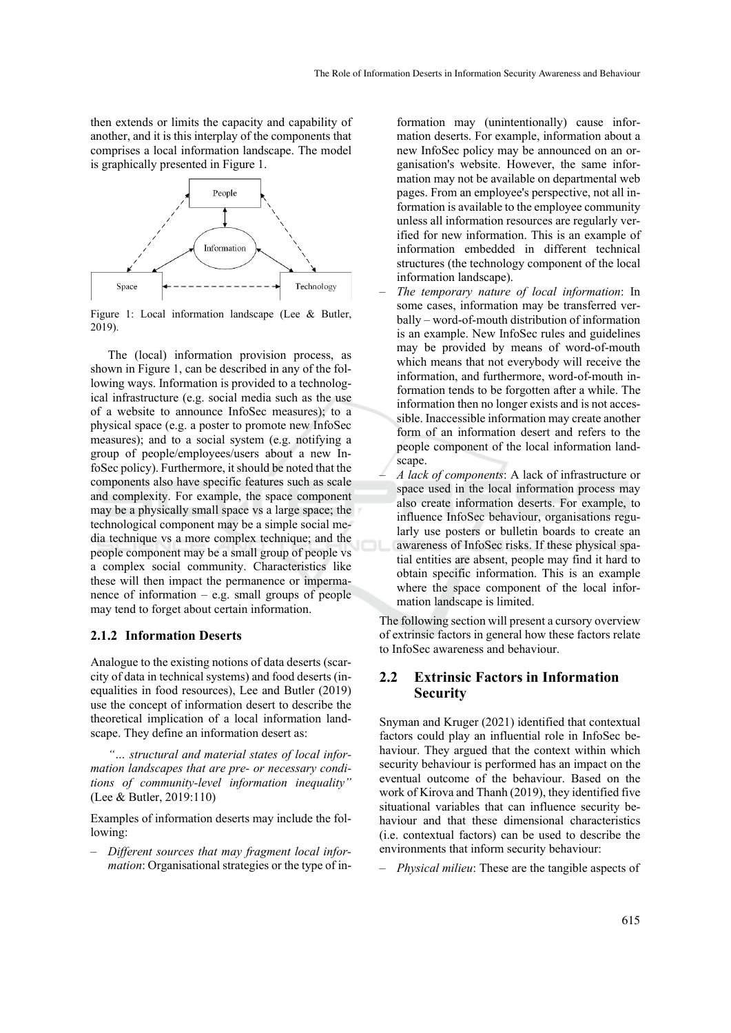then extends or limits the capacity and capability of another, and it is this interplay of the components that comprises a local information landscape. The model is graphically presented in Figure 1.

Figure 1: Local information landscape (Lee & Butler, 2019).

The (local) information provision process, as shown in Figure 1, can be described in any of the following ways. Information is provided to a technological infrastructure (e.g. social media such as the use of a website to announce InfoSec measures); to a physical space (e.g. a poster to promote new InfoSec measures); and to a social system (e.g. notifying a group of people/employees/users about a new InfoSec policy). Furthermore, it should be noted that the components also have specific features such as scale and complexity. For example, the space component may be a physically small space vs a large space; the technological component may be a simple social media technique vs a more complex technique; and the people component may be a small group of people vs a complex social community. Characteristics like these will then impact the permanence or impermanence of information – e.g. small groups of people may tend to forget about certain information.

### 2.1.2 Information Deserts

Analogue to the existing notions of data deserts (scarcity of data in technical systems) and food deserts (inequalities in food resources), Lee and Butler (2019) use the concept of information desert to describe the theoretical implication of a local information landscape. They define an information desert as:

> *"… structural and material states of local information landscapes that are pre- or necessary conditions of community-level information inequality"* (Lee & Butler, 2019:110)

Examples of information deserts may include the following:

- *Different sources that may fragment local information*: Organisational strategies or the type of information may (unintentionally) cause information deserts. For example, information about a new InfoSec policy may be announced on an organisation's website. However, the same information may not be available on departmental web pages. From an employee's perspective, not all information is available to the employee community unless all information resources are regularly verified for new information. This is an example of information embedded in different technical structures (the technology component of the local information landscape).
- *The temporary nature of local information*: In some cases, information may be transferred verbally – word-of-mouth distribution of information is an example. New InfoSec rules and guidelines may be provided by means of word-of-mouth which means that not everybody will receive the information, and furthermore, word-of-mouth information tends to be forgotten after a while. The information then no longer exists and is not accessible. Inaccessible information may create another form of an information desert and refers to the people component of the local information landscape.
- *A lack of components*: A lack of infrastructure or space used in the local information process may also create information deserts. For example, to influence InfoSec behaviour, organisations regularly use posters or bulletin boards to create an awareness of InfoSec risks. If these physical spatial entities are absent, people may find it hard to obtain specific information. This is an example where the space component of the local information landscape is limited.

The following section will present a cursory overview of extrinsic factors in general how these factors relate to InfoSec awareness and behaviour.

## 2.2 Extrinsic Factors in Information Security

Snyman and Kruger (2021) identified that contextual factors could play an influential role in InfoSec behaviour. They argued that the context within which security behaviour is performed has an impact on the eventual outcome of the behaviour. Based on the work of Kirova and Thanh (2019), they identified five situational variables that can influence security behaviour and that these dimensional characteristics (i.e. contextual factors) can be used to describe the environments that inform security behaviour:

- *Physical milieu*: These are the tangible aspects of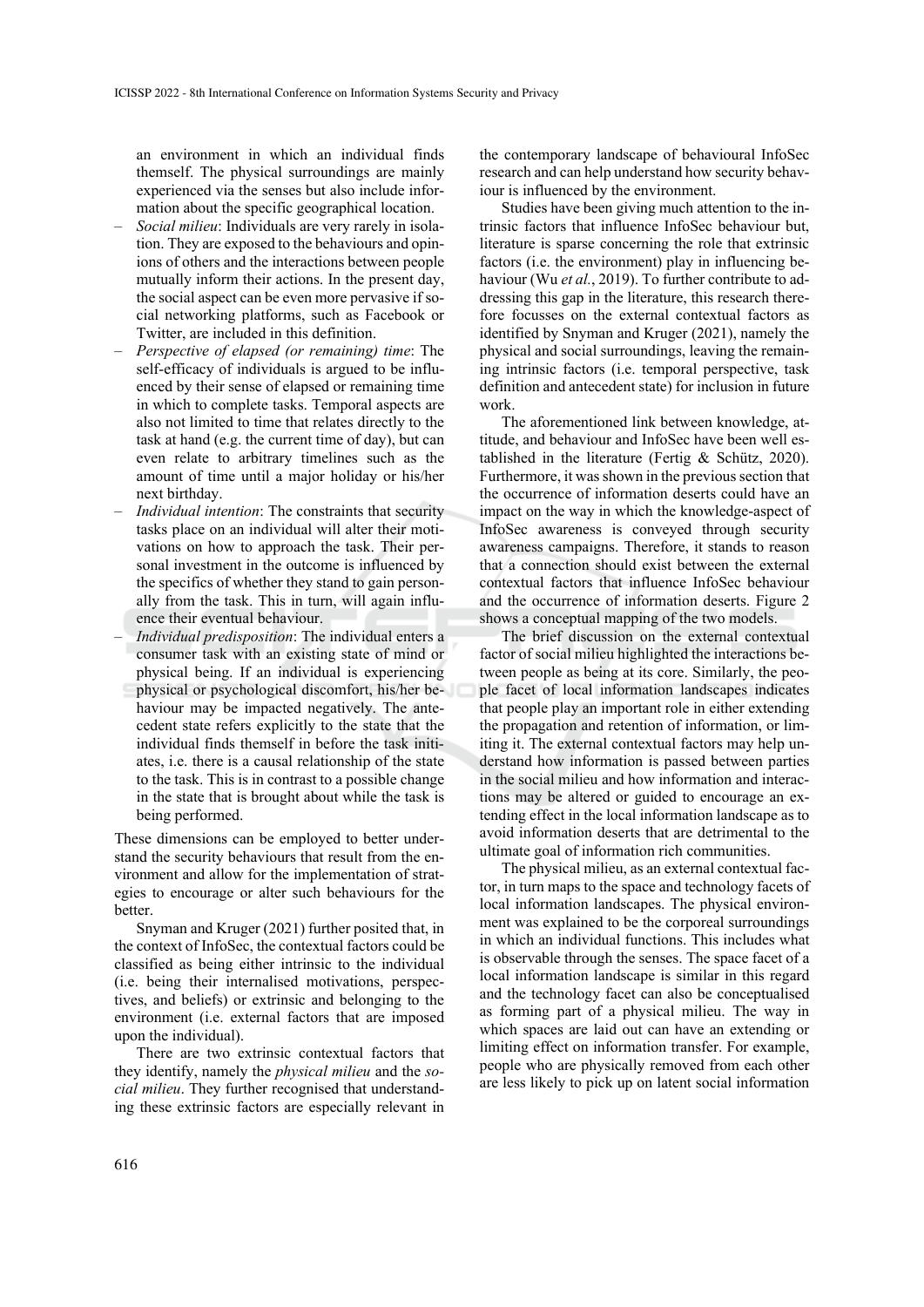an environment in which an individual finds themself. The physical surroundings are mainly experienced via the senses but also include information about the specific geographical location.

- *Social milieu*: Individuals are very rarely in isolation. They are exposed to the behaviours and opinions of others and the interactions between people mutually inform their actions. In the present day, the social aspect can be even more pervasive if social networking platforms, such as Facebook or Twitter, are included in this definition.
- *Perspective of elapsed (or remaining) time*: The self-efficacy of individuals is argued to be influenced by their sense of elapsed or remaining time in which to complete tasks. Temporal aspects are also not limited to time that relates directly to the task at hand (e.g. the current time of day), but can even relate to arbitrary timelines such as the amount of time until a major holiday or his/her next birthday.
- *Individual intention*: The constraints that security tasks place on an individual will alter their motivations on how to approach the task. Their personal investment in the outcome is influenced by the specifics of whether they stand to gain personally from the task. This in turn, will again influence their eventual behaviour.
- *Individual predisposition*: The individual enters a consumer task with an existing state of mind or physical being. If an individual is experiencing physical or psychological discomfort, his/her behaviour may be impacted negatively. The antecedent state refers explicitly to the state that the individual finds themself in before the task initiates, i.e. there is a causal relationship of the state to the task. This is in contrast to a possible change in the state that is brought about while the task is being performed.

These dimensions can be employed to better understand the security behaviours that result from the environment and allow for the implementation of strategies to encourage or alter such behaviours for the better.

Snyman and Kruger (2021) further posited that, in the context of InfoSec, the contextual factors could be classified as being either intrinsic to the individual (i.e. being their internalised motivations, perspectives, and beliefs) or extrinsic and belonging to the environment (i.e. external factors that are imposed upon the individual).

There are two extrinsic contextual factors that they identify, namely the *physical milieu* and the *social milieu*. They further recognised that understanding these extrinsic factors are especially relevant in the contemporary landscape of behavioural InfoSec research and can help understand how security behaviour is influenced by the environment.

Studies have been giving much attention to the intrinsic factors that influence InfoSec behaviour but, literature is sparse concerning the role that extrinsic factors (i.e. the environment) play in influencing behaviour (Wu *et al.*, 2019). To further contribute to addressing this gap in the literature, this research therefore focusses on the external contextual factors as identified by Snyman and Kruger (2021), namely the physical and social surroundings, leaving the remaining intrinsic factors (i.e. temporal perspective, task definition and antecedent state) for inclusion in future work.

The aforementioned link between knowledge, attitude, and behaviour and InfoSec have been well established in the literature (Fertig & Schütz, 2020). Furthermore, it was shown in the previous section that the occurrence of information deserts could have an impact on the way in which the knowledge-aspect of InfoSec awareness is conveyed through security awareness campaigns. Therefore, it stands to reason that a connection should exist between the external contextual factors that influence InfoSec behaviour and the occurrence of information deserts. Figure 2 shows a conceptual mapping of the two models.

The brief discussion on the external contextual factor of social milieu highlighted the interactions between people as being at its core. Similarly, the people facet of local information landscapes indicates that people play an important role in either extending the propagation and retention of information, or limiting it. The external contextual factors may help understand how information is passed between parties in the social milieu and how information and interactions may be altered or guided to encourage an extending effect in the local information landscape as to avoid information deserts that are detrimental to the ultimate goal of information rich communities.

The physical milieu, as an external contextual factor, in turn maps to the space and technology facets of local information landscapes. The physical environment was explained to be the corporeal surroundings in which an individual functions. This includes what is observable through the senses. The space facet of a local information landscape is similar in this regard and the technology facet can also be conceptualised as forming part of a physical milieu. The way in which spaces are laid out can have an extending or limiting effect on information transfer. For example, people who are physically removed from each other are less likely to pick up on latent social information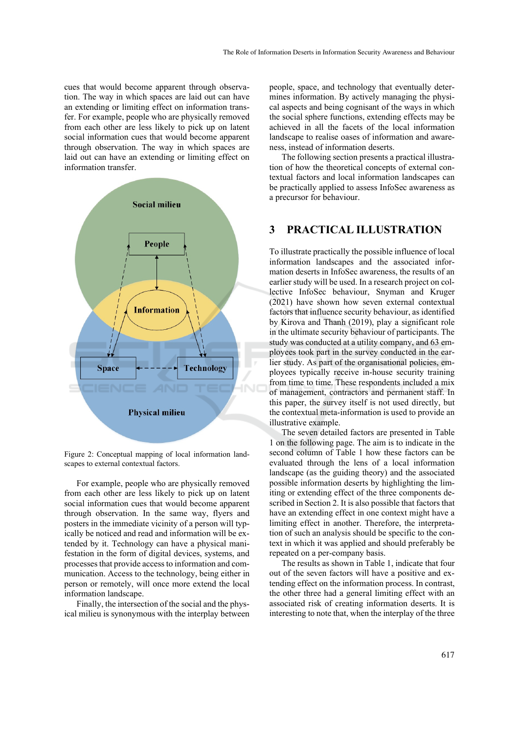cues that would become apparent through observation. The way in which spaces are laid out can have an extending or limiting effect on information transfer. For example, people who are physically removed from each other are less likely to pick up on latent social information cues that would become apparent through observation. The way in which spaces are laid out can have an extending or limiting effect on information transfer.

Figure 2: Conceptual mapping of local information landscapes to external contextual factors.

For example, people who are physically removed from each other are less likely to pick up on latent social information cues that would become apparent through observation. In the same way, flyers and posters in the immediate vicinity of a person will typically be noticed and read and information will be extended by it. Technology can have a physical manifestation in the form of digital devices, systems, and processes that provide access to information and communication. Access to the technology, being either in person or remotely, will once more extend the local information landscape.

Finally, the intersection of the social and the physical milieu is synonymous with the interplay between people, space, and technology that eventually determines information. By actively managing the physical aspects and being cognisant of the ways in which the social sphere functions, extending effects may be achieved in all the facets of the local information landscape to realise oases of information and awareness, instead of information deserts.

The following section presents a practical illustration of how the theoretical concepts of external contextual factors and local information landscapes can be practically applied to assess InfoSec awareness as a precursor for behaviour.

## 3 PRACTICAL ILLUSTRATION

To illustrate practically the possible influence of local information landscapes and the associated information deserts in InfoSec awareness, the results of an earlier study will be used. In a research project on collective InfoSec behaviour, Snyman and Kruger (2021) have shown how seven external contextual factors that influence security behaviour, as identified by Kirova and Thanh (2019), play a significant role in the ultimate security behaviour of participants. The study was conducted at a utility company, and 63 employees took part in the survey conducted in the earlier study. As part of the organisational policies, employees typically receive in-house security training from time to time. These respondents included a mix of management, contractors and permanent staff. In this paper, the survey itself is not used directly, but the contextual meta-information is used to provide an illustrative example.

The seven detailed factors are presented in Table 1 on the following page. The aim is to indicate in the second column of Table 1 how these factors can be evaluated through the lens of a local information landscape (as the guiding theory) and the associated possible information deserts by highlighting the limiting or extending effect of the three components described in Section 2. It is also possible that factors that have an extending effect in one context might have a limiting effect in another. Therefore, the interpretation of such an analysis should be specific to the context in which it was applied and should preferably be repeated on a per-company basis.

The results as shown in Table 1, indicate that four out of the seven factors will have a positive and extending effect on the information process. In contrast, the other three had a general limiting effect with an associated risk of creating information deserts. It is interesting to note that, when the interplay of the three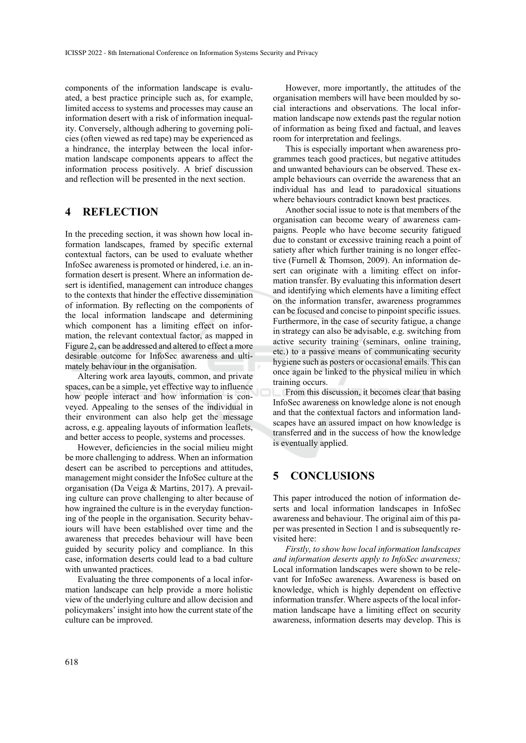components of the information landscape is evaluated, a best practice principle such as, for example, limited access to systems and processes may cause an information desert with a risk of information inequality. Conversely, although adhering to governing policies (often viewed as red tape) may be experienced as a hindrance, the interplay between the local information landscape components appears to affect the information process positively. A brief discussion and reflection will be presented in the next section.

## 4 REFLECTION

In the preceding section, it was shown how local information landscapes, framed by specific external contextual factors, can be used to evaluate whether InfoSec awareness is promoted or hindered, i.e. an information desert is present. Where an information desert is identified, management can introduce changes to the contexts that hinder the effective dissemination of information. By reflecting on the components of the local information landscape and determining which component has a limiting effect on information, the relevant contextual factor, as mapped in Figure 2, can be addressed and altered to effect a more desirable outcome for InfoSec awareness and ultimately behaviour in the organisation.

Altering work area layouts, common, and private spaces, can be a simple, yet effective way to influence how people interact and how information is conveyed. Appealing to the senses of the individual in their environment can also help get the message across, e.g. appealing layouts of information leaflets, and better access to people, systems and processes.

However, deficiencies in the social milieu might be more challenging to address. When an information desert can be ascribed to perceptions and attitudes, management might consider the InfoSec culture at the organisation (Da Veiga & Martins, 2017). A prevailing culture can prove challenging to alter because of how ingrained the culture is in the everyday functioning of the people in the organisation. Security behaviours will have been established over time and the awareness that precedes behaviour will have been guided by security policy and compliance. In this case, information deserts could lead to a bad culture with unwanted practices.

Evaluating the three components of a local information landscape can help provide a more holistic view of the underlying culture and allow decision and policymakers' insight into how the current state of the culture can be improved.

However, more importantly, the attitudes of the organisation members will have been moulded by social interactions and observations. The local information landscape now extends past the regular notion of information as being fixed and factual, and leaves room for interpretation and feelings.

This is especially important when awareness programmes teach good practices, but negative attitudes and unwanted behaviours can be observed. These example behaviours can override the awareness that an individual has and lead to paradoxical situations where behaviours contradict known best practices.

Another social issue to note is that members of the organisation can become weary of awareness campaigns. People who have become security fatigued due to constant or excessive training reach a point of satiety after which further training is no longer effective (Furnell & Thomson, 2009). An information desert can originate with a limiting effect on information transfer. By evaluating this information desert and identifying which elements have a limiting effect on the information transfer, awareness programmes can be focused and concise to pinpoint specific issues. Furthermore, in the case of security fatigue, a change in strategy can also be advisable, e.g. switching from active security training (seminars, online training, etc.) to a passive means of communicating security hygiene such as posters or occasional emails. This can once again be linked to the physical milieu in which training occurs.

From this discussion, it becomes clear that basing InfoSec awareness on knowledge alone is not enough and that the contextual factors and information landscapes have an assured impact on how knowledge is transferred and in the success of how the knowledge is eventually applied.

## 5 CONCLUSIONS

This paper introduced the notion of information deserts and local information landscapes in InfoSec awareness and behaviour. The original aim of this paper was presented in Section 1 and is subsequently revisited here:

*Firstly, to show how local information landscapes and information deserts apply to InfoSec awareness;* Local information landscapes were shown to be relevant for InfoSec awareness. Awareness is based on knowledge, which is highly dependent on effective information transfer. Where aspects of the local information landscape have a limiting effect on security awareness, information deserts may develop. This is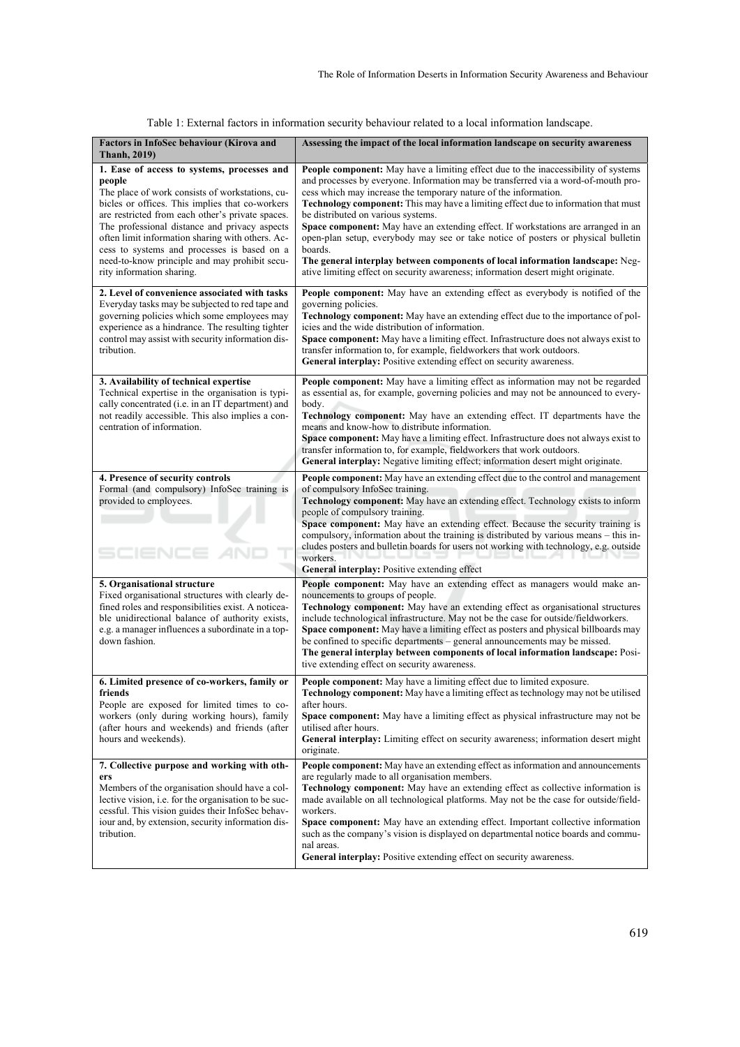Table 1: External factors in information security behaviour related to a local information landscape.

| Factors in InfoSec behaviour (Kirova and Thanh, 2019) | Assessing the impact of the local information landscape on security awareness |
|---|---|
| **1. Ease of access to systems, processes and people**<br>The place of work consists of workstations, cubicles or offices. This implies that co-workers are restricted from each other's private spaces. The professional distance and privacy aspects often limit information sharing with others. Access to systems and processes is based on a need-to-know principle and may prohibit security information sharing. | **People component:** May have a limiting effect due to the inaccessibility of systems and processes by everyone. Information may be transferred via a word-of-mouth process which may increase the temporary nature of the information.<br>**Technology component:** This may have a limiting effect due to information that must be distributed on various systems.<br>**Space component:** May have an extending effect. If workstations are arranged in an open-plan setup, everybody may see or take notice of posters or physical bulletin boards.<br>**The general interplay between components of local information landscape:** Negative limiting effect on security awareness; information desert might originate. |
| **2. Level of convenience associated with tasks**<br>Everyday tasks may be subjected to red tape and governing policies which some employees may experience as a hindrance. The resulting tighter control may assist with security information distribution. | **People component:** May have an extending effect as everybody is notified of the governing policies.<br>**Technology component:** May have an extending effect due to the importance of policies and the wide distribution of information.<br>**Space component:** May have a limiting effect. Infrastructure does not always exist to transfer information to, for example, fieldworkers that work outdoors.<br>**General interplay:** Positive extending effect on security awareness. |
| **3. Availability of technical expertise**<br>Technical expertise in the organisation is typically concentrated (i.e. in an IT department) and not readily accessible. This also implies a concentration of information. | **People component:** May have a limiting effect as information may not be regarded as essential as, for example, governing policies and may not be announced to everybody.<br>**Technology component:** May have an extending effect. IT departments have the means and know-how to distribute information.<br>**Space component:** May have a limiting effect. Infrastructure does not always exist to transfer information to, for example, fieldworkers that work outdoors.<br>**General interplay:** Negative limiting effect; information desert might originate. |
| **4. Presence of security controls**<br>Formal (and compulsory) InfoSec training is provided to employees. | **People component:** May have an extending effect due to the control and management of compulsory InfoSec training.<br>**Technology component:** May have an extending effect. Technology exists to inform people of compulsory training.<br>**Space component:** May have an extending effect. Because the security training is compulsory, information about the training is distributed by various means – this includes posters and bulletin boards for users not working with technology, e.g. outside workers.<br>**General interplay:** Positive extending effect |
| **5. Organisational structure**<br>Fixed organisational structures with clearly defined roles and responsibilities exist. A noticeable unidirectional balance of authority exists, e.g. a manager influences a subordinate in a top-down fashion. | **People component:** May have an extending effect as managers would make announcements to groups of people.<br>**Technology component:** May have an extending effect as organisational structures include technological infrastructure. May not be the case for outside/fieldworkers.<br>**Space component:** May have a limiting effect as posters and physical billboards may be confined to specific departments – general announcements may be missed.<br>**The general interplay between components of local information landscape:** Positive extending effect on security awareness. |
| **6. Limited presence of co-workers, family or friends**<br>People are exposed for limited times to co-workers (only during working hours), family (after hours and weekends) and friends (after hours and weekends). | **People component:** May have a limiting effect due to limited exposure.<br>**Technology component:** May have a limiting effect as technology may not be utilised after hours.<br>**Space component:** May have a limiting effect as physical infrastructure may not be utilised after hours.<br>**General interplay:** Limiting effect on security awareness; information desert might originate. |
| **7. Collective purpose and working with others**<br>Members of the organisation should have a collective vision, i.e. for the organisation to be successful. This vision guides their InfoSec behaviour and, by extension, security information distribution. | **People component:** May have an extending effect as information and announcements are regularly made to all organisation members.<br>**Technology component:** May have an extending effect as collective information is made available on all technological platforms. May not be the case for outside/fieldworkers.<br>**Space component:** May have an extending effect. Important collective information such as the company's vision is displayed on departmental notice boards and communal areas.<br>**General interplay:** Positive extending effect on security awareness. |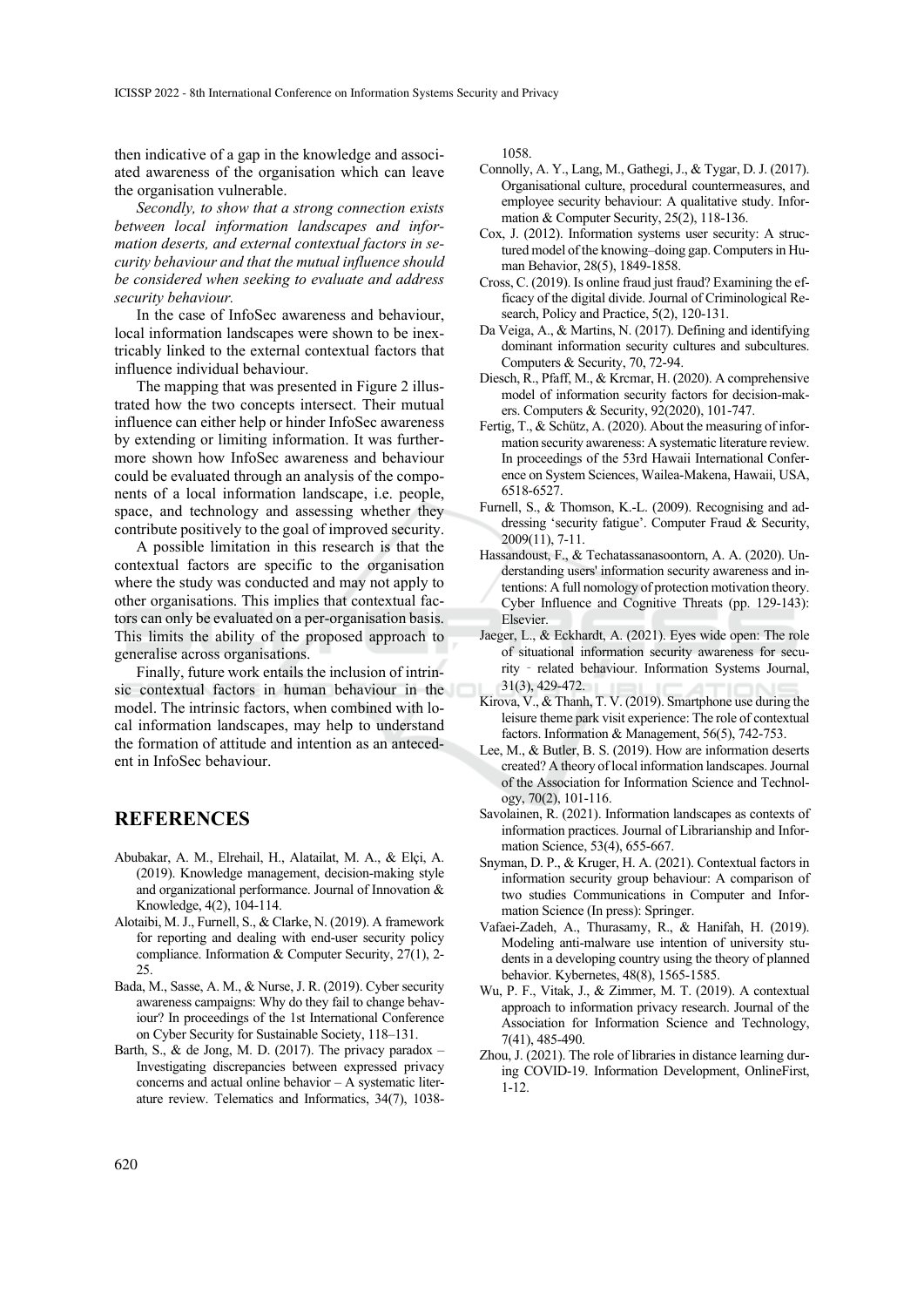then indicative of a gap in the knowledge and associated awareness of the organisation which can leave the organisation vulnerable.

*Secondly, to show that a strong connection exists between local information landscapes and information deserts, and external contextual factors in security behaviour and that the mutual influence should be considered when seeking to evaluate and address security behaviour.*

In the case of InfoSec awareness and behaviour, local information landscapes were shown to be inextricably linked to the external contextual factors that influence individual behaviour.

The mapping that was presented in Figure 2 illustrated how the two concepts intersect. Their mutual influence can either help or hinder InfoSec awareness by extending or limiting information. It was furthermore shown how InfoSec awareness and behaviour could be evaluated through an analysis of the components of a local information landscape, i.e. people, space, and technology and assessing whether they contribute positively to the goal of improved security.

A possible limitation in this research is that the contextual factors are specific to the organisation where the study was conducted and may not apply to other organisations. This implies that contextual factors can only be evaluated on a per-organisation basis. This limits the ability of the proposed approach to generalise across organisations.

Finally, future work entails the inclusion of intrinsic contextual factors in human behaviour in the model. The intrinsic factors, when combined with local information landscapes, may help to understand the formation of attitude and intention as an antecedent in InfoSec behaviour.

## REFERENCES

Abubakar, A. M., Elrehail, H., Alatailat, M. A., & Elçi, A. (2019). Knowledge management, decision-making style and organizational performance. Journal of Innovation & Knowledge, 4(2), 104-114.

Alotaibi, M. J., Furnell, S., & Clarke, N. (2019). A framework for reporting and dealing with end-user security policy compliance. Information & Computer Security, 27(1), 2-25.

Bada, M., Sasse, A. M., & Nurse, J. R. (2019). Cyber security awareness campaigns: Why do they fail to change behaviour? In proceedings of the 1st International Conference on Cyber Security for Sustainable Society, 118–131.

Barth, S., & de Jong, M. D. (2017). The privacy paradox – Investigating discrepancies between expressed privacy concerns and actual online behavior – A systematic literature review. Telematics and Informatics, 34(7), 1038-1058.

Connolly, A. Y., Lang, M., Gathegi, J., & Tygar, D. J. (2017). Organisational culture, procedural countermeasures, and employee security behaviour: A qualitative study. Information & Computer Security, 25(2), 118-136.

Cox, J. (2012). Information systems user security: A structured model of the knowing–doing gap. Computers in Human Behavior, 28(5), 1849-1858.

Cross, C. (2019). Is online fraud just fraud? Examining the efficacy of the digital divide. Journal of Criminological Research, Policy and Practice, 5(2), 120-131.

Da Veiga, A., & Martins, N. (2017). Defining and identifying dominant information security cultures and subcultures. Computers & Security, 70, 72-94.

Diesch, R., Pfaff, M., & Krcmar, H. (2020). A comprehensive model of information security factors for decision-makers. Computers & Security, 92(2020), 101-747.

Fertig, T., & Schütz, A. (2020). About the measuring of information security awareness: A systematic literature review. In proceedings of the 53rd Hawaii International Conference on System Sciences, Wailea-Makena, Hawaii, USA, 6518-6527.

Furnell, S., & Thomson, K.-L. (2009). Recognising and addressing 'security fatigue'. Computer Fraud & Security, 2009(11), 7-11.

Hassandoust, F., & Techatassanasoontorn, A. A. (2020). Understanding users' information security awareness and intentions: A full nomology of protection motivation theory. Cyber Influence and Cognitive Threats (pp. 129-143): Elsevier.

Jaeger, L., & Eckhardt, A. (2021). Eyes wide open: The role of situational information security awareness for security‐related behaviour. Information Systems Journal, 31(3), 429-472.

Kirova, V., & Thanh, T. V. (2019). Smartphone use during the leisure theme park visit experience: The role of contextual factors. Information & Management, 56(5), 742-753.

Lee, M., & Butler, B. S. (2019). How are information deserts created? A theory of local information landscapes. Journal of the Association for Information Science and Technology, 70(2), 101-116.

Savolainen, R. (2021). Information landscapes as contexts of information practices. Journal of Librarianship and Information Science, 53(4), 655-667.

Snyman, D. P., & Kruger, H. A. (2021). Contextual factors in information security group behaviour: A comparison of two studies Communications in Computer and Information Science (In press): Springer.

Vafaei-Zadeh, A., Thurasamy, R., & Hanifah, H. (2019). Modeling anti-malware use intention of university students in a developing country using the theory of planned behavior. Kybernetes, 48(8), 1565-1585.

Wu, P. F., Vitak, J., & Zimmer, M. T. (2019). A contextual approach to information privacy research. Journal of the Association for Information Science and Technology, 7(41), 485-490.

Zhou, J. (2021). The role of libraries in distance learning during COVID-19. Information Development, OnlineFirst, 1-12.